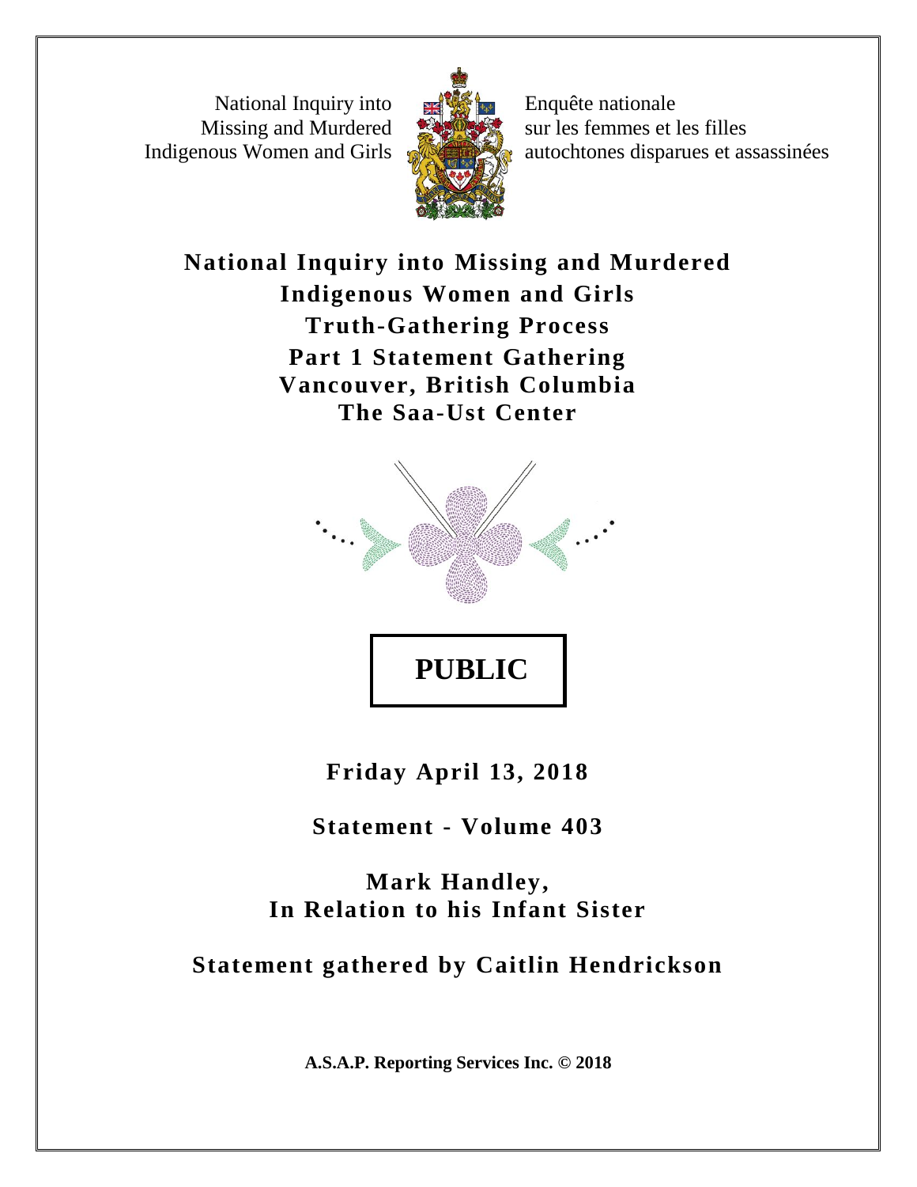National Inquiry into Missing and Murdered Indigenous Women and Girls

Enquête nationale sur les femmes et les filles autochtones disparues et assassinées

# National Inquiry into Missing and Murdered Indigenous Women and Girls

## Truth-Gathering Process

## Part 1 Statement Gathering

## Vancouver, British Columbia

## The Saa-Ust Center

**PUBLIC**

**Friday April 13, 2018**

**Statement - Volume 403**

**Mark Handley,**
**In Relation to his Infant Sister**

**Statement gathered by Caitlin Hendrickson**

**A.S.A.P. Reporting Services Inc. © 2018**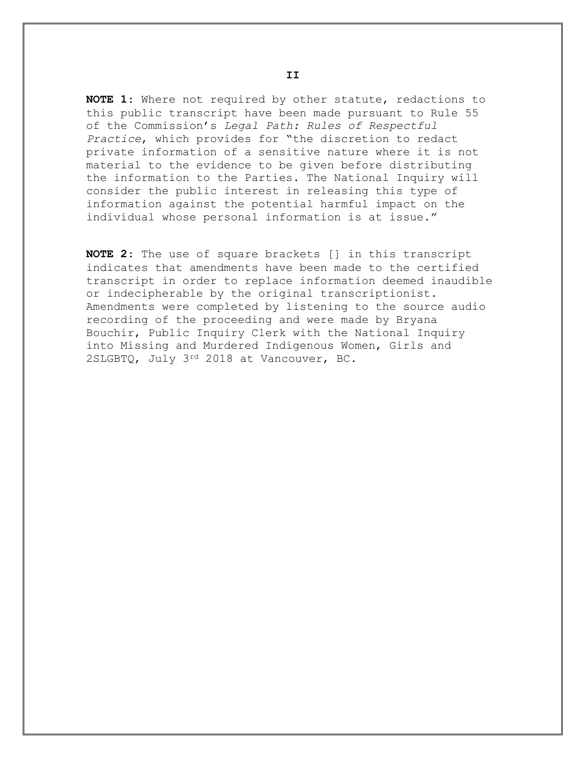**NOTE 1**: Where not required by other statute, redactions to this public transcript have been made pursuant to Rule 55 of the Commission's *Legal Path: Rules of Respectful Practice*, which provides for "the discretion to redact private information of a sensitive nature where it is not material to the evidence to be given before distributing the information to the Parties. The National Inquiry will consider the public interest in releasing this type of information against the potential harmful impact on the individual whose personal information is at issue."

**NOTE 2**: The use of square brackets [] in this transcript indicates that amendments have been made to the certified transcript in order to replace information deemed inaudible or indecipherable by the original transcriptionist. Amendments were completed by listening to the source audio recording of the proceeding and were made by Bryana Bouchir, Public Inquiry Clerk with the National Inquiry into Missing and Murdered Indigenous Women, Girls and 2SLGBTQ, July 3rd 2018 at Vancouver, BC.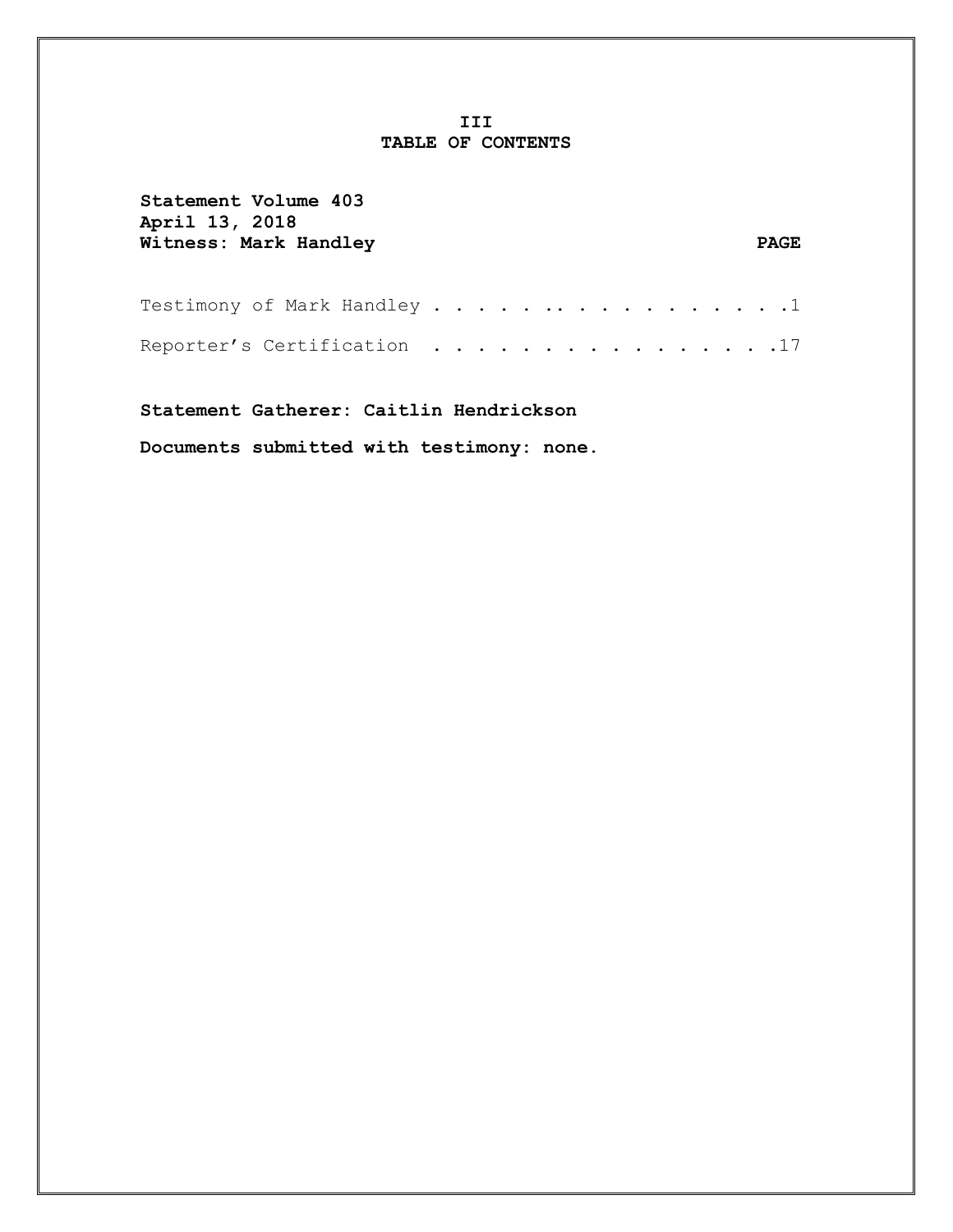# III
# TABLE OF CONTENTS

**Statement Volume 403**
**April 13, 2018**
**Witness: Mark Handley** **PAGE**

Testimony of Mark Handley . . . . . . . . . . . . . . . . . .1

Reporter's Certification . . . . . . . . . . . . . . . .17

**Statement Gatherer: Caitlin Hendrickson**

**Documents submitted with testimony: none.**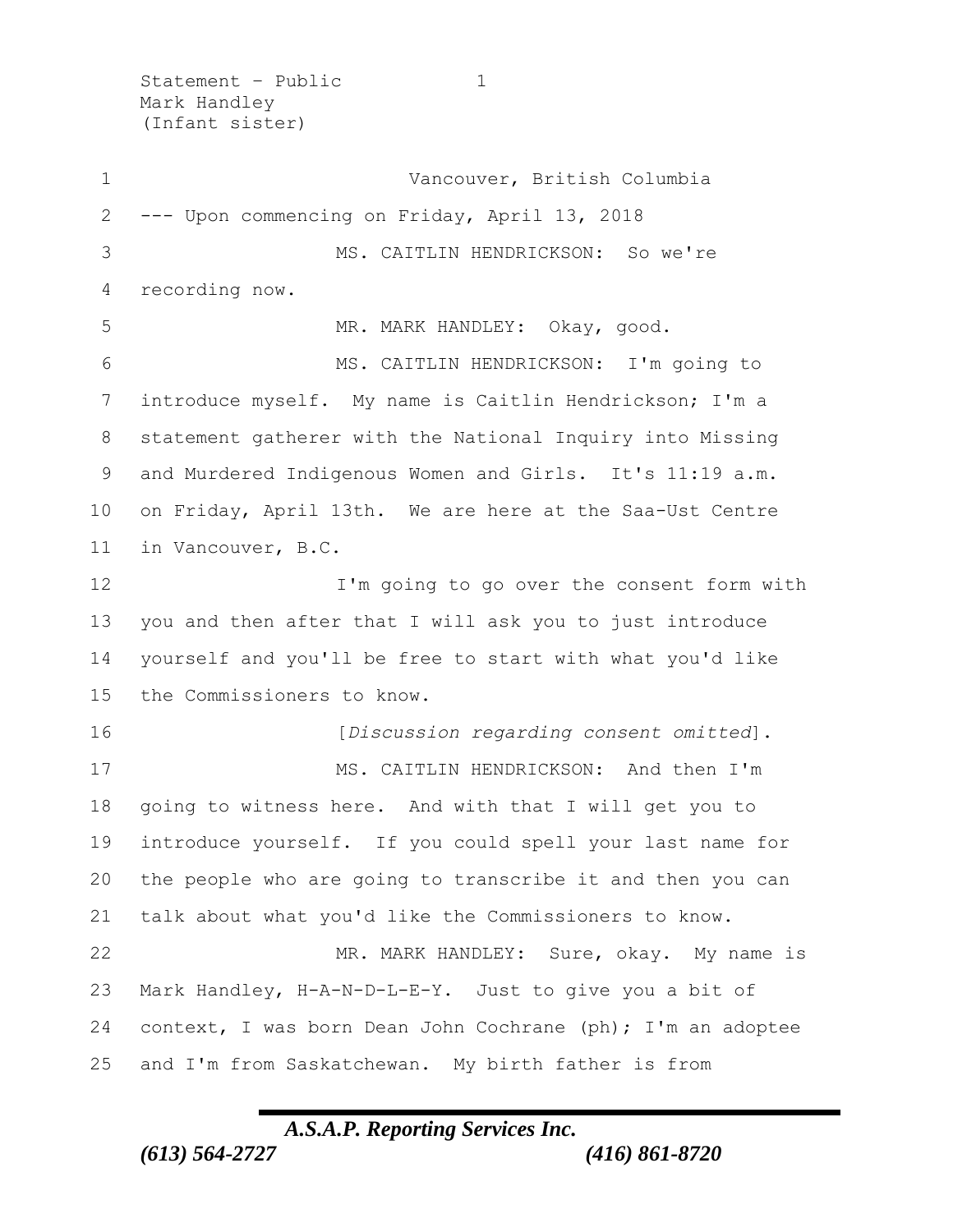Vancouver, British Columbia

--- Upon commencing on Friday, April 13, 2018

MS. CAITLIN HENDRICKSON: So we're recording now.

MR. MARK HANDLEY: Okay, good.

MS. CAITLIN HENDRICKSON: I'm going to introduce myself. My name is Caitlin Hendrickson; I'm a statement gatherer with the National Inquiry into Missing and Murdered Indigenous Women and Girls. It's 11:19 a.m. on Friday, April 13th. We are here at the Saa-Ust Centre in Vancouver, B.C.

I'm going to go over the consent form with you and then after that I will ask you to just introduce yourself and you'll be free to start with what you'd like the Commissioners to know.

[*Discussion regarding consent omitted*].

MS. CAITLIN HENDRICKSON: And then I'm going to witness here. And with that I will get you to introduce yourself. If you could spell your last name for the people who are going to transcribe it and then you can talk about what you'd like the Commissioners to know.

MR. MARK HANDLEY: Sure, okay. My name is Mark Handley, H-A-N-D-L-E-Y. Just to give you a bit of context, I was born Dean John Cochrane (ph); I'm an adoptee and I'm from Saskatchewan. My birth father is from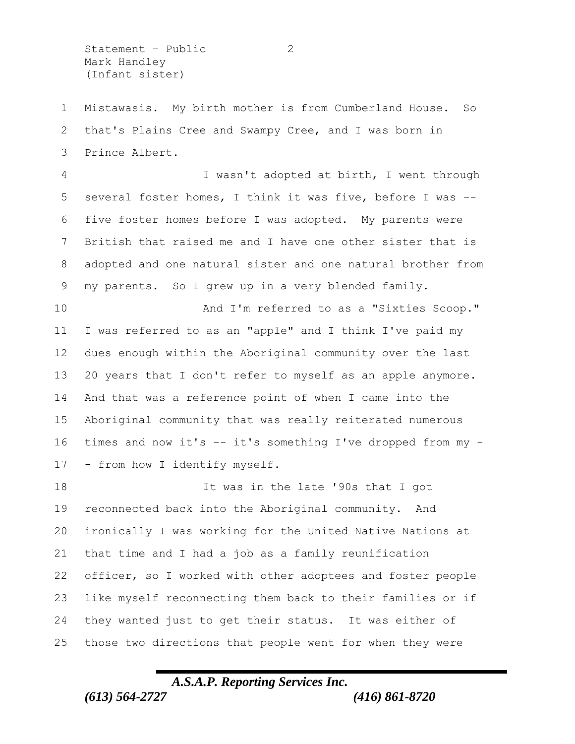Mistawasis. My birth mother is from Cumberland House. So that's Plains Cree and Swampy Cree, and I was born in Prince Albert.

I wasn't adopted at birth, I went through several foster homes, I think it was five, before I was -- five foster homes before I was adopted. My parents were British that raised me and I have one other sister that is adopted and one natural sister and one natural brother from my parents. So I grew up in a very blended family.

And I'm referred to as a "Sixties Scoop." I was referred to as an "apple" and I think I've paid my dues enough within the Aboriginal community over the last 20 years that I don't refer to myself as an apple anymore. And that was a reference point of when I came into the Aboriginal community that was really reiterated numerous times and now it's -- it's something I've dropped from my -- from how I identify myself.

It was in the late '90s that I got reconnected back into the Aboriginal community. And ironically I was working for the United Native Nations at that time and I had a job as a family reunification officer, so I worked with other adoptees and foster people like myself reconnecting them back to their families or if they wanted just to get their status. It was either of those two directions that people went for when they were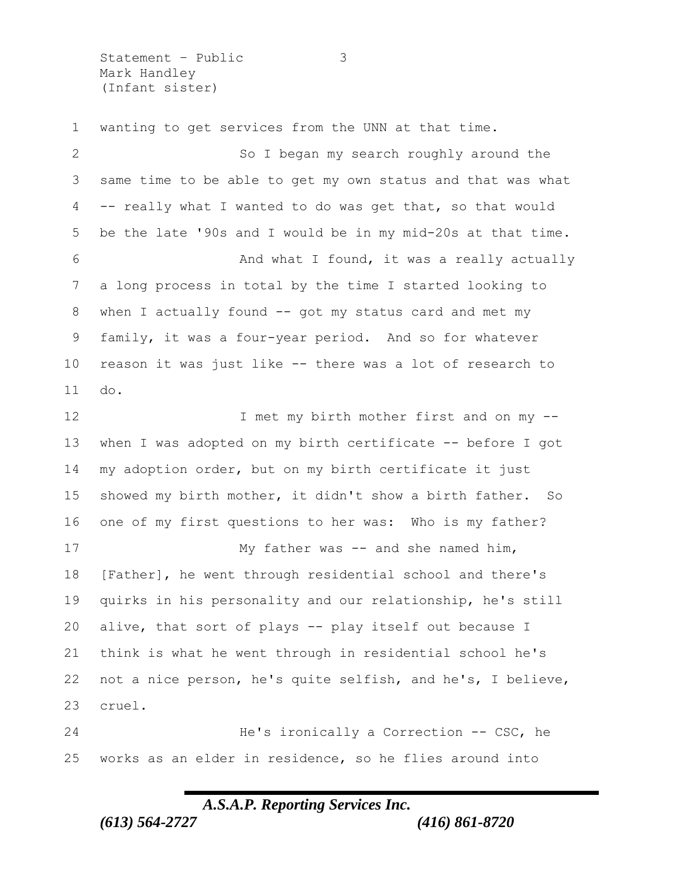wanting to get services from the UNN at that time.

So I began my search roughly around the same time to be able to get my own status and that was what -- really what I wanted to do was get that, so that would be the late '90s and I would be in my mid-20s at that time.

And what I found, it was a really actually a long process in total by the time I started looking to when I actually found -- got my status card and met my family, it was a four-year period. And so for whatever reason it was just like -- there was a lot of research to do.

I met my birth mother first and on my -- when I was adopted on my birth certificate -- before I got my adoption order, but on my birth certificate it just showed my birth mother, it didn't show a birth father. So one of my first questions to her was: Who is my father?

My father was -- and she named him, [Father], he went through residential school and there's quirks in his personality and our relationship, he's still alive, that sort of plays -- play itself out because I think is what he went through in residential school he's not a nice person, he's quite selfish, and he's, I believe, cruel.

He's ironically a Correction -- CSC, he works as an elder in residence, so he flies around into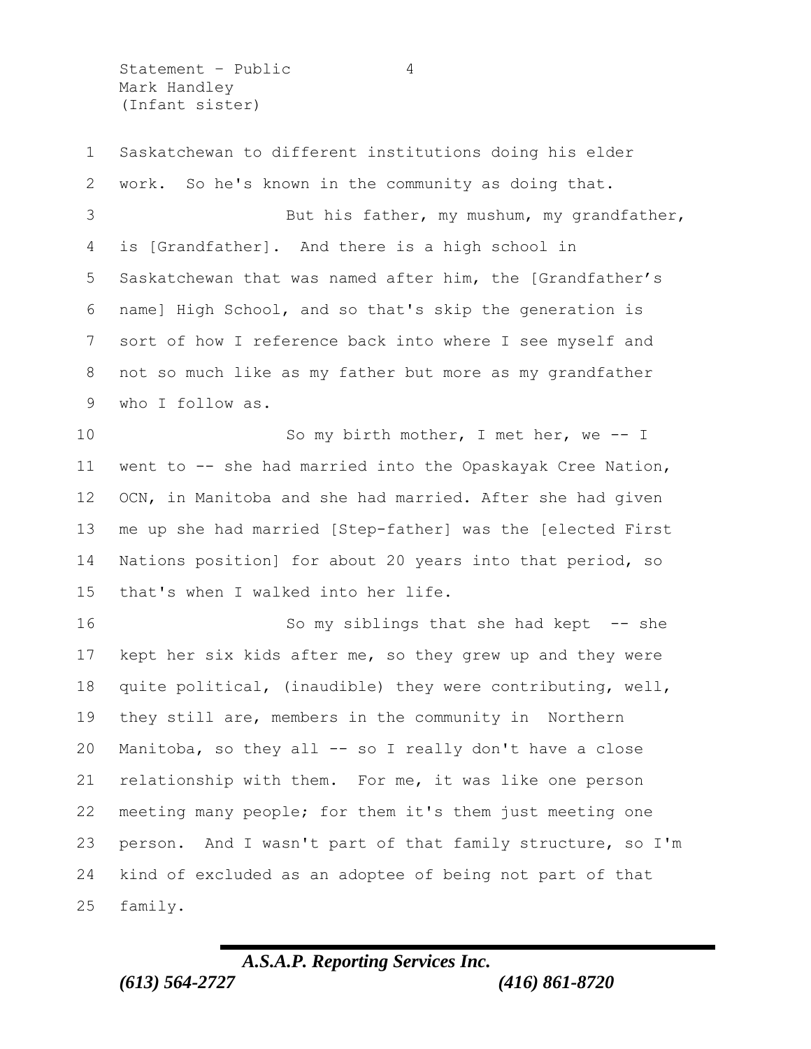Saskatchewan to different institutions doing his elder work. So he's known in the community as doing that.

But his father, my mushum, my grandfather, is [Grandfather]. And there is a high school in Saskatchewan that was named after him, the [Grandfather's name] High School, and so that's skip the generation is sort of how I reference back into where I see myself and not so much like as my father but more as my grandfather who I follow as.

So my birth mother, I met her, we -- I went to -- she had married into the Opaskayak Cree Nation, OCN, in Manitoba and she had married. After she had given me up she had married [Step-father] was the [elected First Nations position] for about 20 years into that period, so that's when I walked into her life.

So my siblings that she had kept -- she kept her six kids after me, so they grew up and they were quite political, (inaudible) they were contributing, well, they still are, members in the community in Northern Manitoba, so they all -- so I really don't have a close relationship with them. For me, it was like one person meeting many people; for them it's them just meeting one person. And I wasn't part of that family structure, so I'm kind of excluded as an adoptee of being not part of that family.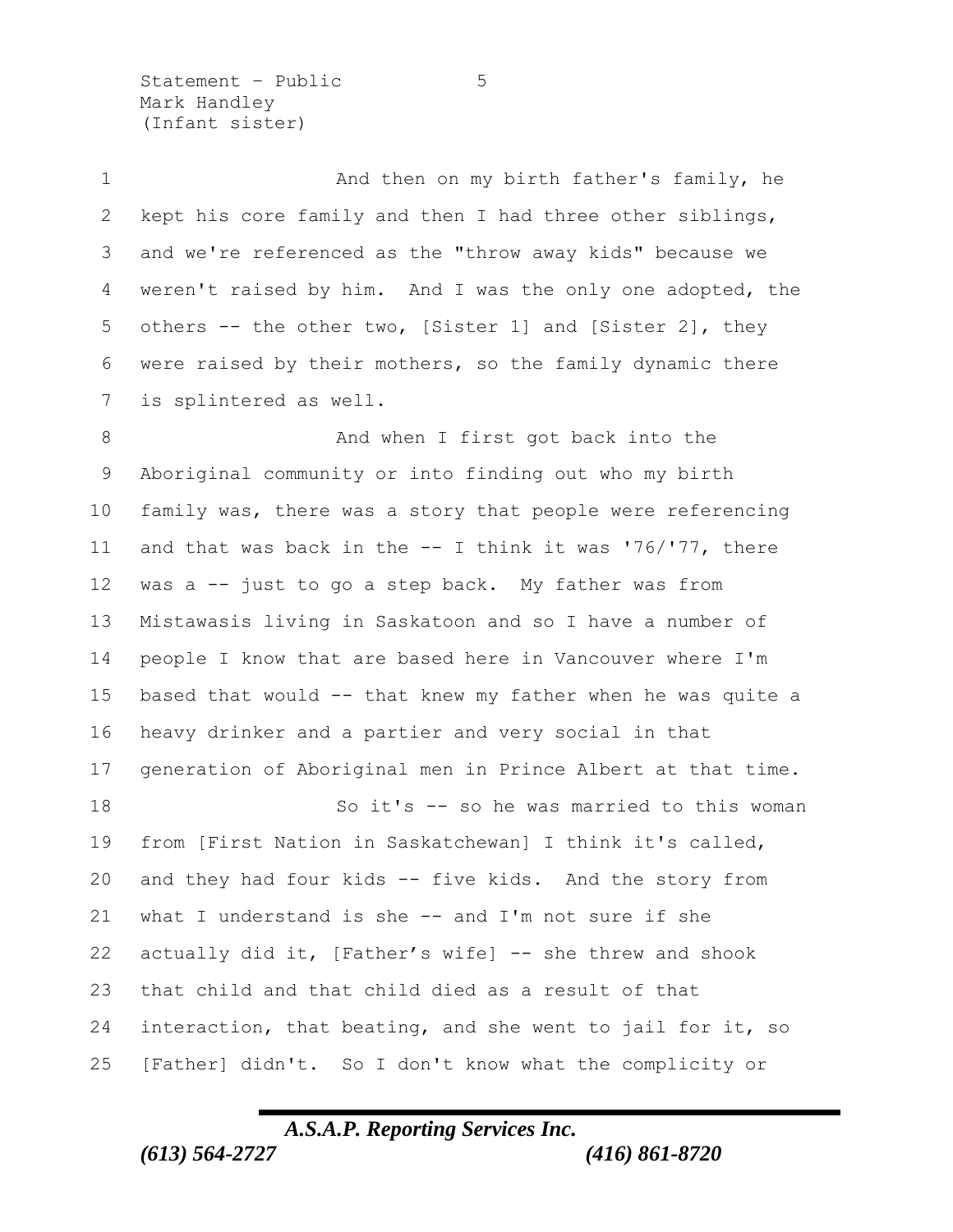And then on my birth father's family, he kept his core family and then I had three other siblings, and we're referenced as the "throw away kids" because we weren't raised by him. And I was the only one adopted, the others -- the other two, [Sister 1] and [Sister 2], they were raised by their mothers, so the family dynamic there is splintered as well.

And when I first got back into the Aboriginal community or into finding out who my birth family was, there was a story that people were referencing and that was back in the -- I think it was '76/'77, there was a -- just to go a step back. My father was from Mistawasis living in Saskatoon and so I have a number of people I know that are based here in Vancouver where I'm based that would -- that knew my father when he was quite a heavy drinker and a partier and very social in that generation of Aboriginal men in Prince Albert at that time.

So it's -- so he was married to this woman from [First Nation in Saskatchewan] I think it's called, and they had four kids -- five kids. And the story from what I understand is she -- and I'm not sure if she actually did it, [Father's wife] -- she threw and shook that child and that child died as a result of that interaction, that beating, and she went to jail for it, so [Father] didn't. So I don't know what the complicity or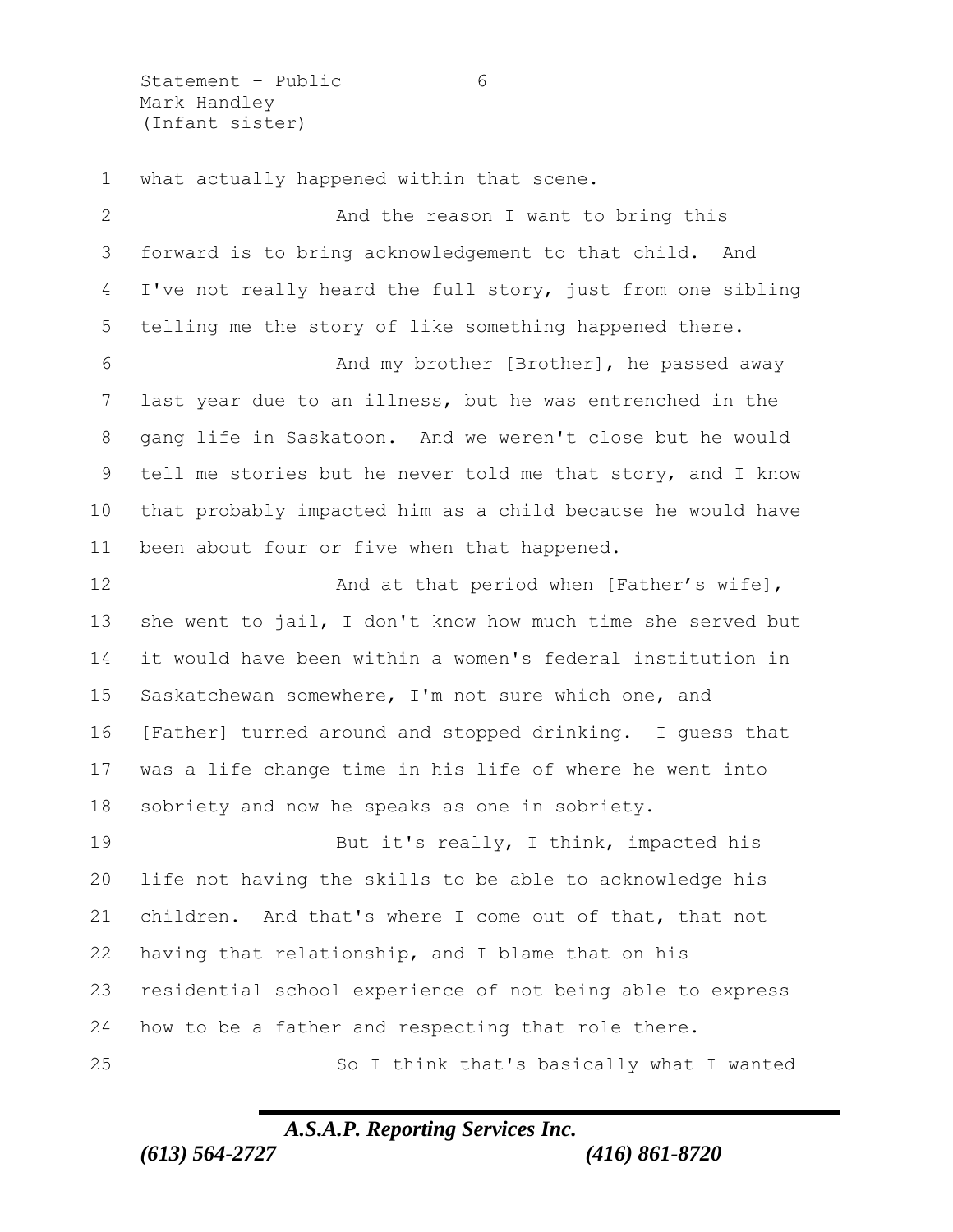what actually happened within that scene.

And the reason I want to bring this forward is to bring acknowledgement to that child. And I've not really heard the full story, just from one sibling telling me the story of like something happened there.

And my brother [Brother], he passed away last year due to an illness, but he was entrenched in the gang life in Saskatoon. And we weren't close but he would tell me stories but he never told me that story, and I know that probably impacted him as a child because he would have been about four or five when that happened.

And at that period when [Father's wife], she went to jail, I don't know how much time she served but it would have been within a women's federal institution in Saskatchewan somewhere, I'm not sure which one, and [Father] turned around and stopped drinking. I guess that was a life change time in his life of where he went into sobriety and now he speaks as one in sobriety.

But it's really, I think, impacted his life not having the skills to be able to acknowledge his children. And that's where I come out of that, that not having that relationship, and I blame that on his residential school experience of not being able to express how to be a father and respecting that role there.

So I think that's basically what I wanted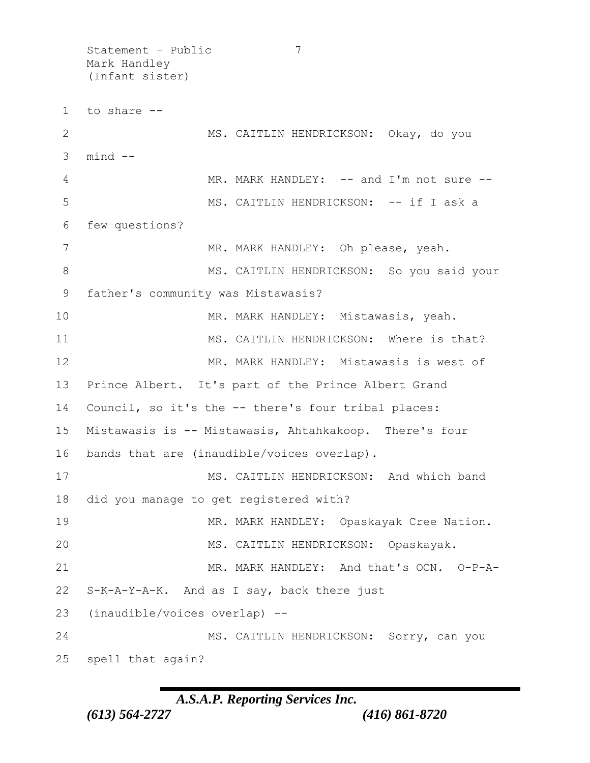to share --

MS. CAITLIN HENDRICKSON: Okay, do you mind --

MR. MARK HANDLEY: -- and I'm not sure --

MS. CAITLIN HENDRICKSON: -- if I ask a few questions?

MR. MARK HANDLEY: Oh please, yeah.

MS. CAITLIN HENDRICKSON: So you said your father's community was Mistawasis?

MR. MARK HANDLEY: Mistawasis, yeah.

MS. CAITLIN HENDRICKSON: Where is that?

MR. MARK HANDLEY: Mistawasis is west of Prince Albert. It's part of the Prince Albert Grand Council, so it's the -- there's four tribal places: Mistawasis is -- Mistawasis, Ahtahkakoop. There's four bands that are (inaudible/voices overlap).

MS. CAITLIN HENDRICKSON: And which band did you manage to get registered with?

MR. MARK HANDLEY: Opaskayak Cree Nation.

MS. CAITLIN HENDRICKSON: Opaskayak.

MR. MARK HANDLEY: And that's OCN. O-P-A-S-K-A-Y-A-K. And as I say, back there just (inaudible/voices overlap) --

MS. CAITLIN HENDRICKSON: Sorry, can you spell that again?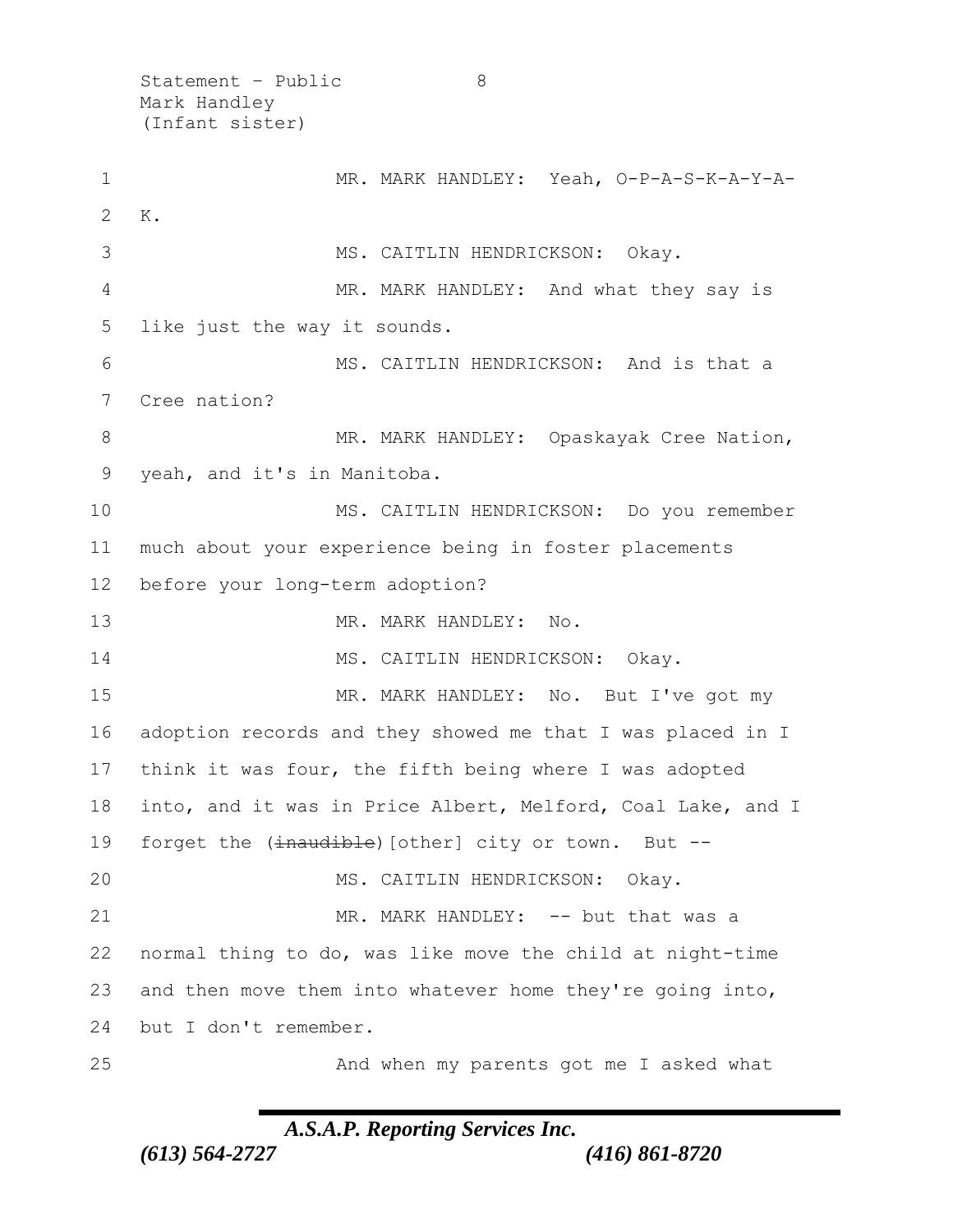MR. MARK HANDLEY: Yeah, O-P-A-S-K-A-Y-A-K.

MS. CAITLIN HENDRICKSON: Okay.

MR. MARK HANDLEY: And what they say is like just the way it sounds.

MS. CAITLIN HENDRICKSON: And is that a Cree nation?

MR. MARK HANDLEY: Opaskayak Cree Nation, yeah, and it's in Manitoba.

MS. CAITLIN HENDRICKSON: Do you remember much about your experience being in foster placements before your long-term adoption?

MR. MARK HANDLEY: No.

MS. CAITLIN HENDRICKSON: Okay.

MR. MARK HANDLEY: No. But I've got my adoption records and they showed me that I was placed in I think it was four, the fifth being where I was adopted into, and it was in Price Albert, Melford, Coal Lake, and I forget the (~~inaudible~~)[other] city or town. But --

MS. CAITLIN HENDRICKSON: Okay.

MR. MARK HANDLEY: -- but that was a normal thing to do, was like move the child at night-time and then move them into whatever home they're going into, but I don't remember.

And when my parents got me I asked what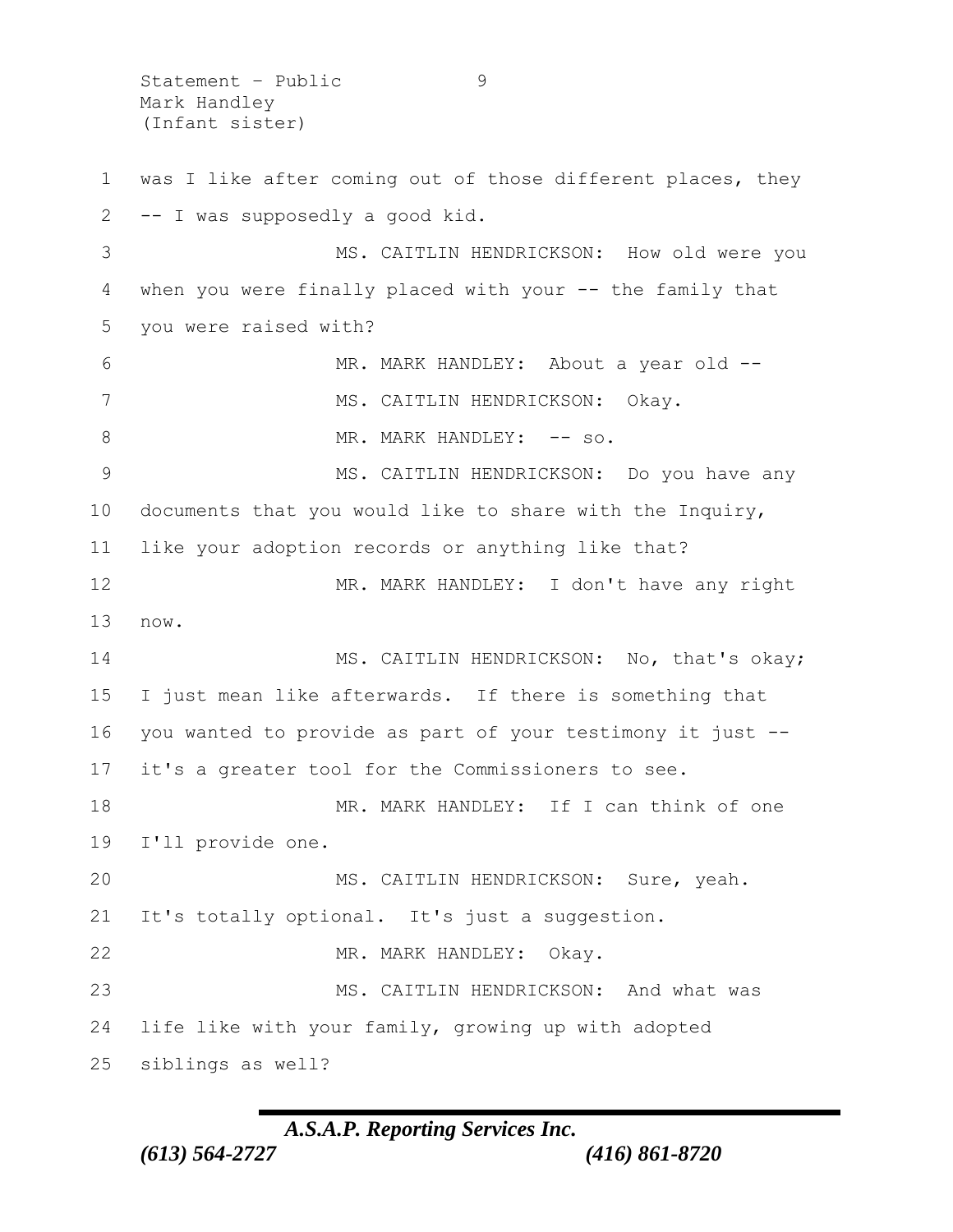was I like after coming out of those different places, they -- I was supposedly a good kid.

MS. CAITLIN HENDRICKSON: How old were you when you were finally placed with your -- the family that you were raised with?

MR. MARK HANDLEY: About a year old --

MS. CAITLIN HENDRICKSON: Okay.

MR. MARK HANDLEY: -- so.

MS. CAITLIN HENDRICKSON: Do you have any documents that you would like to share with the Inquiry, like your adoption records or anything like that?

MR. MARK HANDLEY: I don't have any right now.

MS. CAITLIN HENDRICKSON: No, that's okay; I just mean like afterwards. If there is something that you wanted to provide as part of your testimony it just -- it's a greater tool for the Commissioners to see.

MR. MARK HANDLEY: If I can think of one I'll provide one.

MS. CAITLIN HENDRICKSON: Sure, yeah. It's totally optional. It's just a suggestion.

MR. MARK HANDLEY: Okay.

MS. CAITLIN HENDRICKSON: And what was life like with your family, growing up with adopted siblings as well?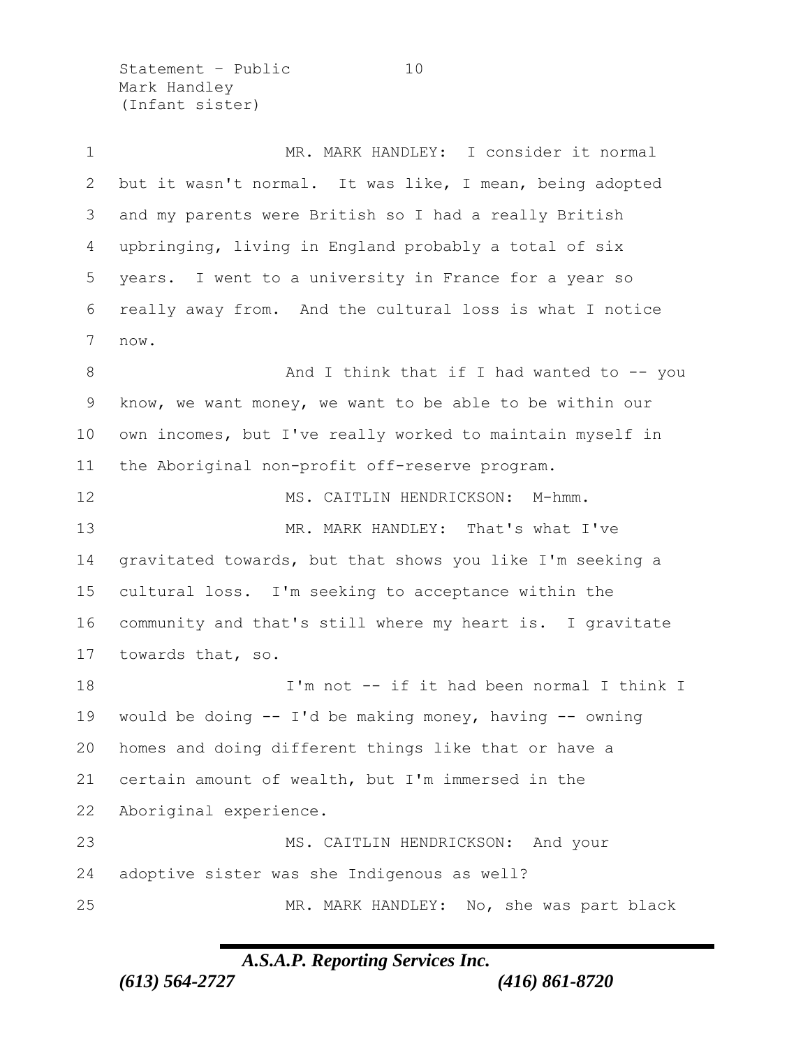MR. MARK HANDLEY: I consider it normal but it wasn't normal. It was like, I mean, being adopted and my parents were British so I had a really British upbringing, living in England probably a total of six years. I went to a university in France for a year so really away from. And the cultural loss is what I notice now.

And I think that if I had wanted to -- you know, we want money, we want to be able to be within our own incomes, but I've really worked to maintain myself in the Aboriginal non-profit off-reserve program.

MS. CAITLIN HENDRICKSON: M-hmm.

MR. MARK HANDLEY: That's what I've gravitated towards, but that shows you like I'm seeking a cultural loss. I'm seeking to acceptance within the community and that's still where my heart is. I gravitate towards that, so.

I'm not -- if it had been normal I think I would be doing -- I'd be making money, having -- owning homes and doing different things like that or have a certain amount of wealth, but I'm immersed in the Aboriginal experience.

MS. CAITLIN HENDRICKSON: And your adoptive sister was she Indigenous as well?

MR. MARK HANDLEY: No, she was part black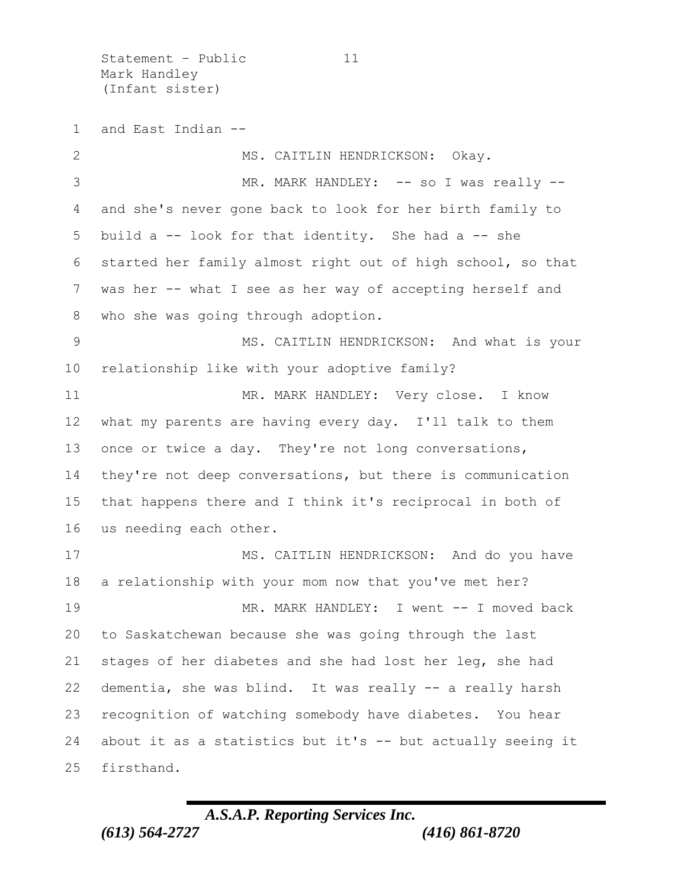and East Indian --

MS. CAITLIN HENDRICKSON: Okay.

MR. MARK HANDLEY: -- so I was really -- and she's never gone back to look for her birth family to build a -- look for that identity. She had a -- she started her family almost right out of high school, so that was her -- what I see as her way of accepting herself and who she was going through adoption.

MS. CAITLIN HENDRICKSON: And what is your relationship like with your adoptive family?

MR. MARK HANDLEY: Very close. I know what my parents are having every day. I'll talk to them once or twice a day. They're not long conversations, they're not deep conversations, but there is communication that happens there and I think it's reciprocal in both of us needing each other.

MS. CAITLIN HENDRICKSON: And do you have a relationship with your mom now that you've met her?

MR. MARK HANDLEY: I went -- I moved back to Saskatchewan because she was going through the last stages of her diabetes and she had lost her leg, she had dementia, she was blind. It was really -- a really harsh recognition of watching somebody have diabetes. You hear about it as a statistics but it's -- but actually seeing it firsthand.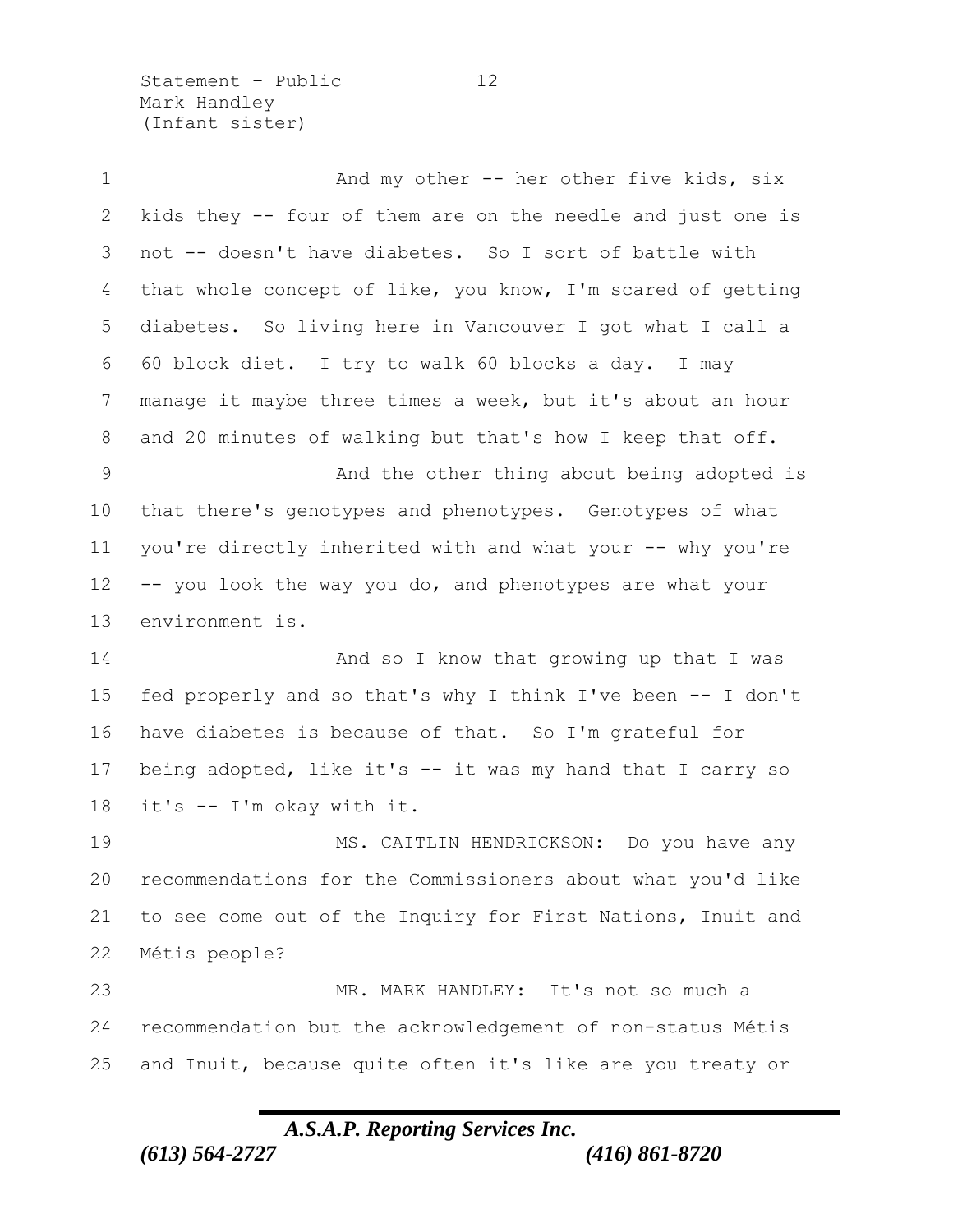And my other -- her other five kids, six kids they -- four of them are on the needle and just one is not -- doesn't have diabetes. So I sort of battle with that whole concept of like, you know, I'm scared of getting diabetes. So living here in Vancouver I got what I call a 60 block diet. I try to walk 60 blocks a day. I may manage it maybe three times a week, but it's about an hour and 20 minutes of walking but that's how I keep that off.

And the other thing about being adopted is that there's genotypes and phenotypes. Genotypes of what you're directly inherited with and what your -- why you're -- you look the way you do, and phenotypes are what your environment is.

And so I know that growing up that I was fed properly and so that's why I think I've been -- I don't have diabetes is because of that. So I'm grateful for being adopted, like it's -- it was my hand that I carry so it's -- I'm okay with it.

MS. CAITLIN HENDRICKSON: Do you have any recommendations for the Commissioners about what you'd like to see come out of the Inquiry for First Nations, Inuit and Métis people?

MR. MARK HANDLEY: It's not so much a recommendation but the acknowledgement of non-status Métis and Inuit, because quite often it's like are you treaty or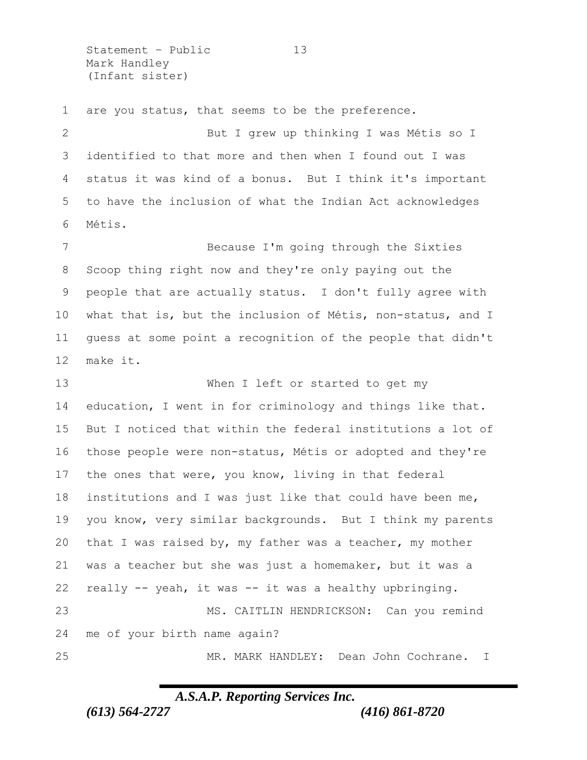are you status, that seems to be the preference.

But I grew up thinking I was Métis so I identified to that more and then when I found out I was status it was kind of a bonus. But I think it's important to have the inclusion of what the Indian Act acknowledges Métis.

Because I'm going through the Sixties Scoop thing right now and they're only paying out the people that are actually status. I don't fully agree with what that is, but the inclusion of Métis, non-status, and I guess at some point a recognition of the people that didn't make it.

When I left or started to get my education, I went in for criminology and things like that. But I noticed that within the federal institutions a lot of those people were non-status, Métis or adopted and they're the ones that were, you know, living in that federal institutions and I was just like that could have been me, you know, very similar backgrounds. But I think my parents that I was raised by, my father was a teacher, my mother was a teacher but she was just a homemaker, but it was a really -- yeah, it was -- it was a healthy upbringing.

MS. CAITLIN HENDRICKSON: Can you remind me of your birth name again?

MR. MARK HANDLEY: Dean John Cochrane. I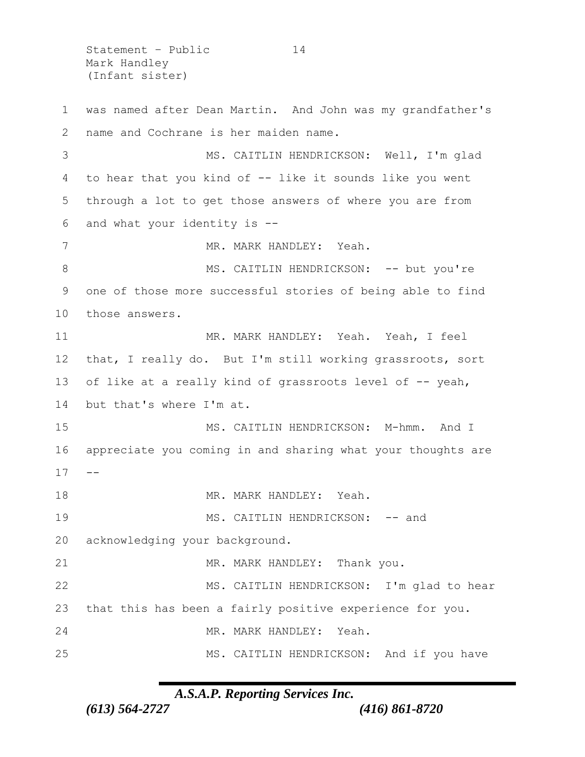was named after Dean Martin. And John was my grandfather's name and Cochrane is her maiden name.

MS. CAITLIN HENDRICKSON: Well, I'm glad to hear that you kind of -- like it sounds like you went through a lot to get those answers of where you are from and what your identity is --

MR. MARK HANDLEY: Yeah.

MS. CAITLIN HENDRICKSON: -- but you're one of those more successful stories of being able to find those answers.

MR. MARK HANDLEY: Yeah. Yeah, I feel that, I really do. But I'm still working grassroots, sort of like at a really kind of grassroots level of -- yeah, but that's where I'm at.

MS. CAITLIN HENDRICKSON: M-hmm. And I appreciate you coming in and sharing what your thoughts are --

MR. MARK HANDLEY: Yeah.

MS. CAITLIN HENDRICKSON: -- and acknowledging your background.

MR. MARK HANDLEY: Thank you.

MS. CAITLIN HENDRICKSON: I'm glad to hear that this has been a fairly positive experience for you.

MR. MARK HANDLEY: Yeah.

MS. CAITLIN HENDRICKSON: And if you have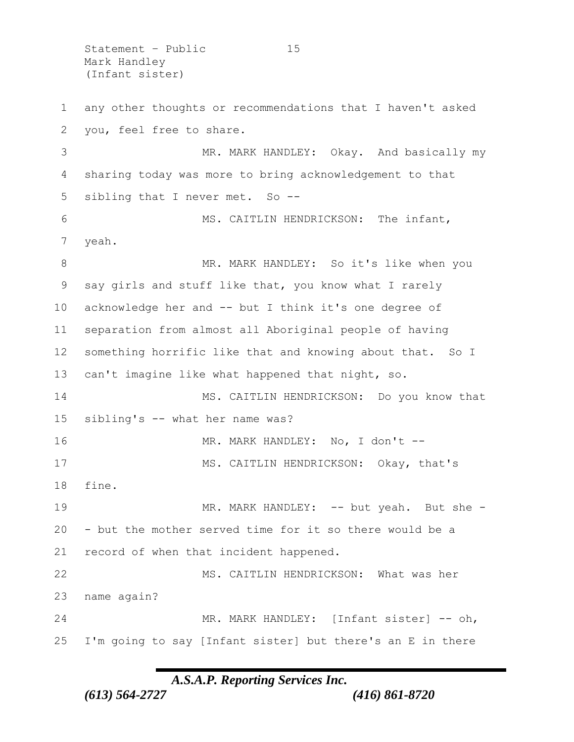any other thoughts or recommendations that I haven't asked you, feel free to share.

MR. MARK HANDLEY: Okay. And basically my sharing today was more to bring acknowledgement to that sibling that I never met. So --

MS. CAITLIN HENDRICKSON: The infant, yeah.

MR. MARK HANDLEY: So it's like when you say girls and stuff like that, you know what I rarely acknowledge her and -- but I think it's one degree of separation from almost all Aboriginal people of having something horrific like that and knowing about that. So I can't imagine like what happened that night, so.

MS. CAITLIN HENDRICKSON: Do you know that sibling's -- what her name was?

MR. MARK HANDLEY: No, I don't --

MS. CAITLIN HENDRICKSON: Okay, that's fine.

MR. MARK HANDLEY: -- but yeah. But she -- but the mother served time for it so there would be a record of when that incident happened.

MS. CAITLIN HENDRICKSON: What was her name again?

MR. MARK HANDLEY: [Infant sister] -- oh, I'm going to say [Infant sister] but there's an E in there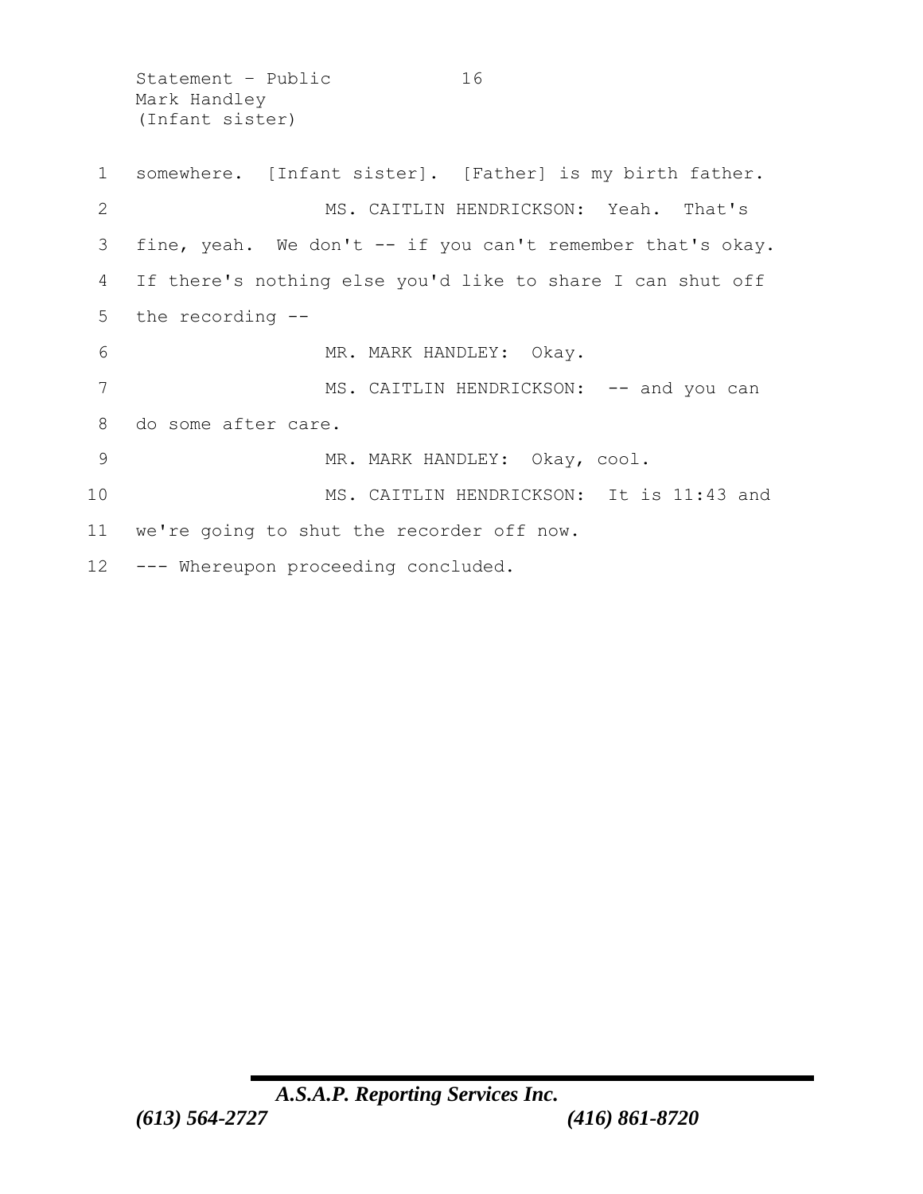somewhere. [Infant sister]. [Father] is my birth father.

MS. CAITLIN HENDRICKSON: Yeah. That's fine, yeah. We don't -- if you can't remember that's okay. If there's nothing else you'd like to share I can shut off the recording --

MR. MARK HANDLEY: Okay.

MS. CAITLIN HENDRICKSON: -- and you can do some after care.

MR. MARK HANDLEY: Okay, cool.

MS. CAITLIN HENDRICKSON: It is 11:43 and we're going to shut the recorder off now.

--- Whereupon proceeding concluded.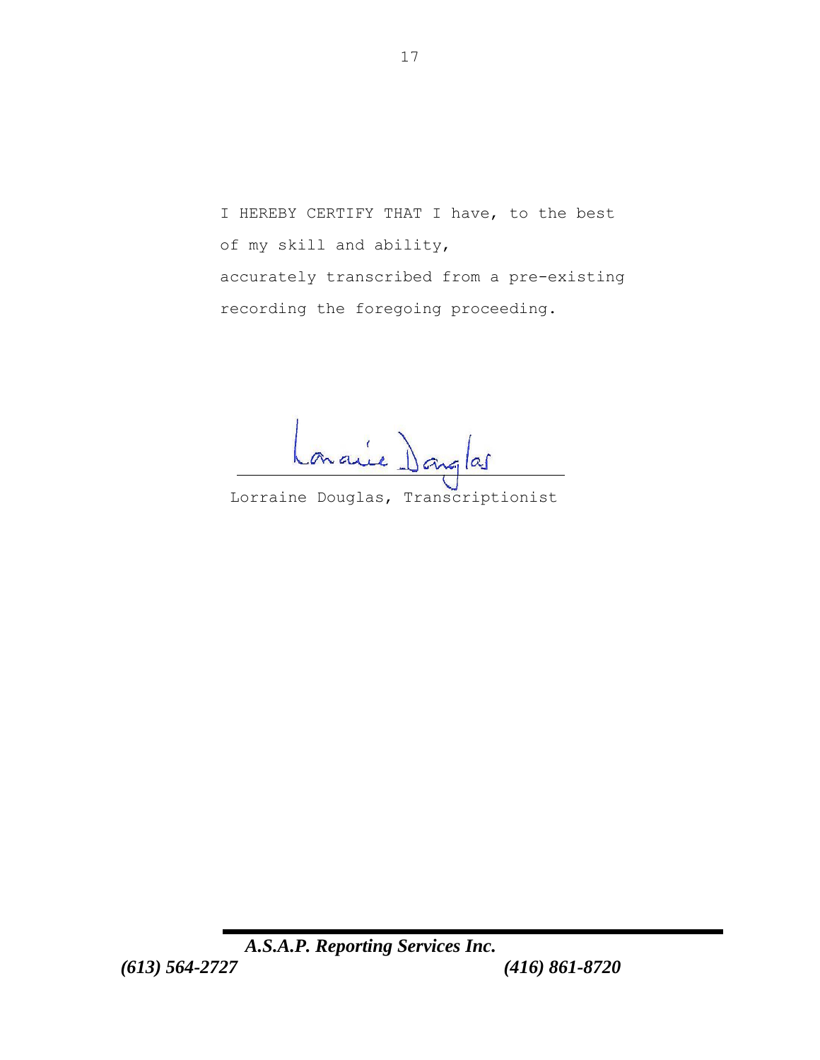I HEREBY CERTIFY THAT I have, to the best of my skill and ability, accurately transcribed from a pre-existing recording the foregoing proceeding.

Lorraine Douglas, Transcriptionist